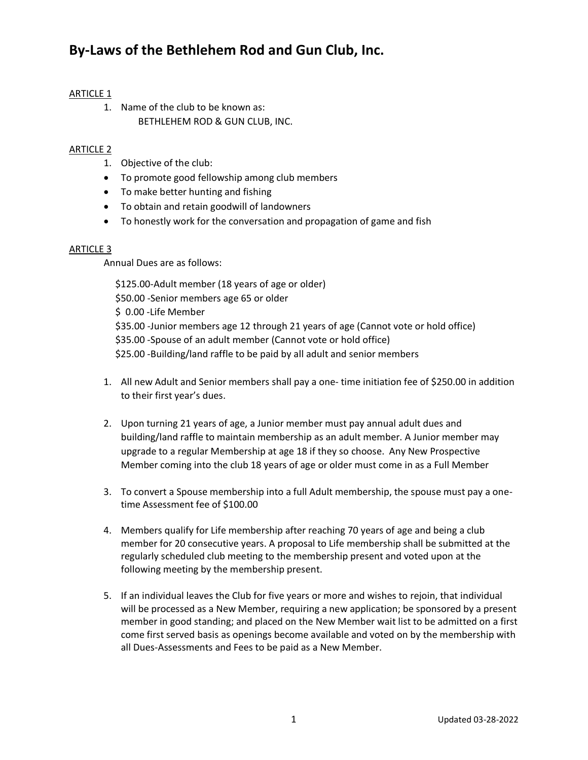# By-Laws of the Bethlehem Rod and Gun Club, Inc.

ARTICLE 1

1. Name of the club to be known as:
   BETHLEHEM ROD & GUN CLUB, INC.

ARTICLE 2

1. Objective of the club:

- To promote good fellowship among club members
- To make better hunting and fishing
- To obtain and retain goodwill of landowners
- To honestly work for the conversation and propagation of game and fish

ARTICLE 3

Annual Dues are as follows:

$125.00-Adult member (18 years of age or older)
$50.00 -Senior members age 65 or older
$ 0.00 -Life Member
$35.00 -Junior members age 12 through 21 years of age (Cannot vote or hold office)
$35.00 -Spouse of an adult member (Cannot vote or hold office)
$25.00 -Building/land raffle to be paid by all adult and senior members

1. All new Adult and Senior members shall pay a one- time initiation fee of $250.00 in addition to their first year's dues.

2. Upon turning 21 years of age, a Junior member must pay annual adult dues and building/land raffle to maintain membership as an adult member. A Junior member may upgrade to a regular Membership at age 18 if they so choose. Any New Prospective Member coming into the club 18 years of age or older must come in as a Full Member

3. To convert a Spouse membership into a full Adult membership, the spouse must pay a one-time Assessment fee of $100.00

4. Members qualify for Life membership after reaching 70 years of age and being a club member for 20 consecutive years. A proposal to Life membership shall be submitted at the regularly scheduled club meeting to the membership present and voted upon at the following meeting by the membership present.

5. If an individual leaves the Club for five years or more and wishes to rejoin, that individual will be processed as a New Member, requiring a new application; be sponsored by a present member in good standing; and placed on the New Member wait list to be admitted on a first come first served basis as openings become available and voted on by the membership with all Dues-Assessments and Fees to be paid as a New Member.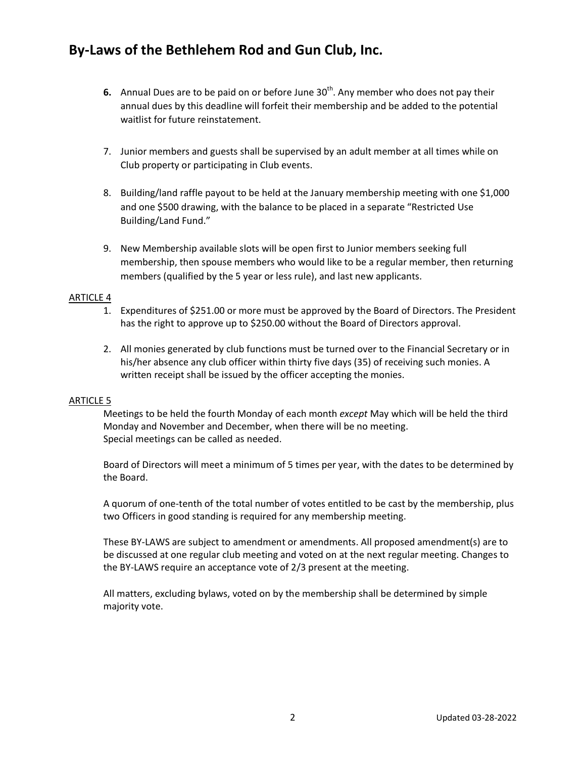6. Annual Dues are to be paid on or before June 30th. Any member who does not pay their annual dues by this deadline will forfeit their membership and be added to the potential waitlist for future reinstatement.

7. Junior members and guests shall be supervised by an adult member at all times while on Club property or participating in Club events.

8. Building/land raffle payout to be held at the January membership meeting with one $1,000 and one $500 drawing, with the balance to be placed in a separate "Restricted Use Building/Land Fund."

9. New Membership available slots will be open first to Junior members seeking full membership, then spouse members who would like to be a regular member, then returning members (qualified by the 5 year or less rule), and last new applicants.

## ARTICLE 4

1. Expenditures of $251.00 or more must be approved by the Board of Directors. The President has the right to approve up to $250.00 without the Board of Directors approval.

2. All monies generated by club functions must be turned over to the Financial Secretary or in his/her absence any club officer within thirty five days (35) of receiving such monies. A written receipt shall be issued by the officer accepting the monies.

## ARTICLE 5

Meetings to be held the fourth Monday of each month *except* May which will be held the third Monday and November and December, when there will be no meeting.
Special meetings can be called as needed.

Board of Directors will meet a minimum of 5 times per year, with the dates to be determined by the Board.

A quorum of one-tenth of the total number of votes entitled to be cast by the membership, plus two Officers in good standing is required for any membership meeting.

These BY-LAWS are subject to amendment or amendments. All proposed amendment(s) are to be discussed at one regular club meeting and voted on at the next regular meeting. Changes to the BY-LAWS require an acceptance vote of 2/3 present at the meeting.

All matters, excluding bylaws, voted on by the membership shall be determined by simple majority vote.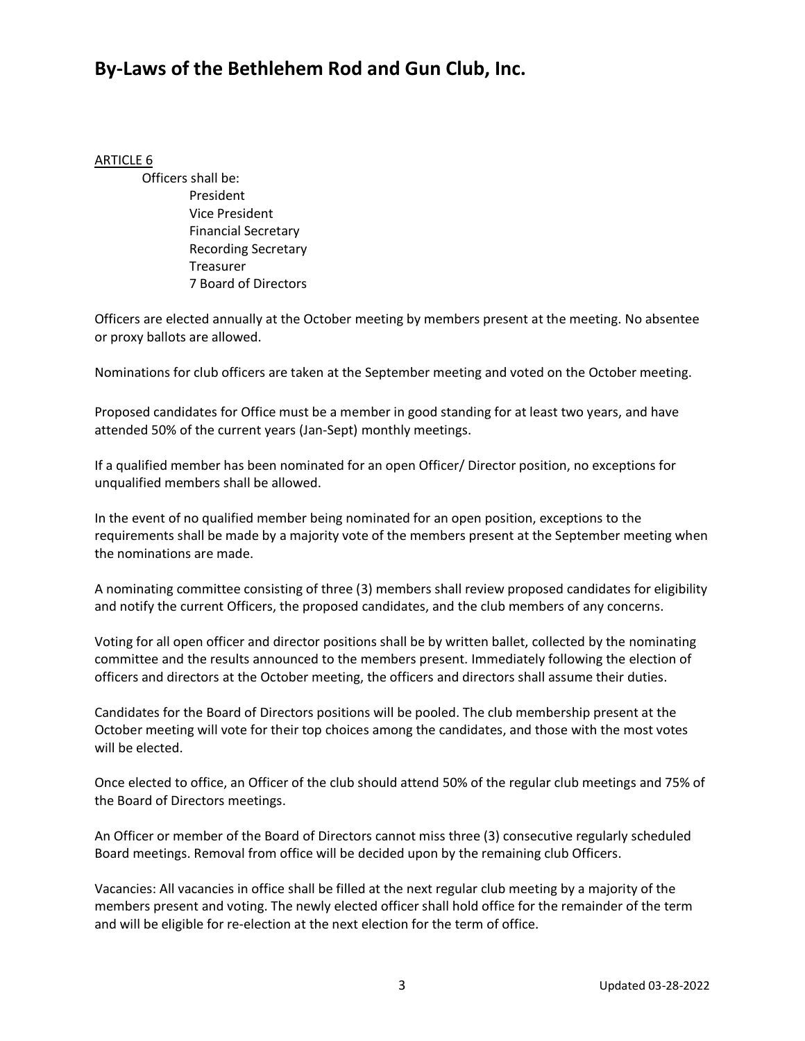ARTICLE 6

Officers shall be:

- President
- Vice President
- Financial Secretary
- Recording Secretary
- Treasurer
- 7 Board of Directors

Officers are elected annually at the October meeting by members present at the meeting. No absentee or proxy ballots are allowed.

Nominations for club officers are taken at the September meeting and voted on the October meeting.

Proposed candidates for Office must be a member in good standing for at least two years, and have attended 50% of the current years (Jan-Sept) monthly meetings.

If a qualified member has been nominated for an open Officer/ Director position, no exceptions for unqualified members shall be allowed.

In the event of no qualified member being nominated for an open position, exceptions to the requirements shall be made by a majority vote of the members present at the September meeting when the nominations are made.

A nominating committee consisting of three (3) members shall review proposed candidates for eligibility and notify the current Officers, the proposed candidates, and the club members of any concerns.

Voting for all open officer and director positions shall be by written ballet, collected by the nominating committee and the results announced to the members present. Immediately following the election of officers and directors at the October meeting, the officers and directors shall assume their duties.

Candidates for the Board of Directors positions will be pooled. The club membership present at the October meeting will vote for their top choices among the candidates, and those with the most votes will be elected.

Once elected to office, an Officer of the club should attend 50% of the regular club meetings and 75% of the Board of Directors meetings.

An Officer or member of the Board of Directors cannot miss three (3) consecutive regularly scheduled Board meetings. Removal from office will be decided upon by the remaining club Officers.

Vacancies: All vacancies in office shall be filled at the next regular club meeting by a majority of the members present and voting. The newly elected officer shall hold office for the remainder of the term and will be eligible for re-election at the next election for the term of office.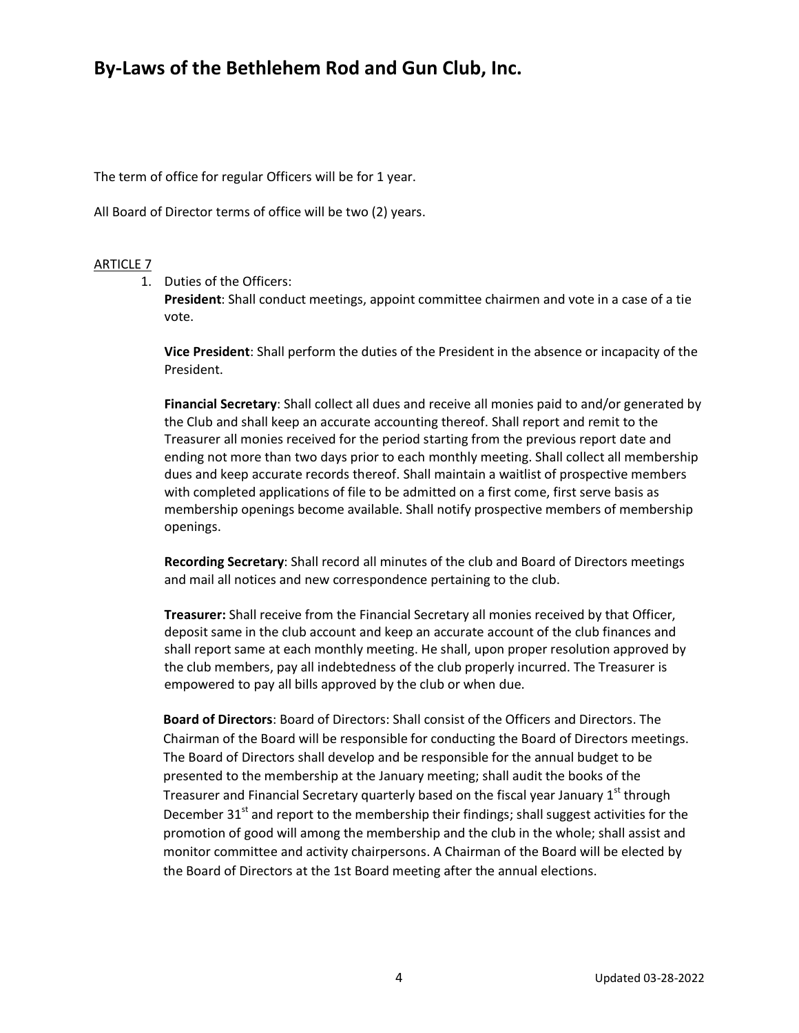The term of office for regular Officers will be for 1 year.

All Board of Director terms of office will be two (2) years.

ARTICLE 7

1. Duties of the Officers:

   **President**: Shall conduct meetings, appoint committee chairmen and vote in a case of a tie vote.

   **Vice President**: Shall perform the duties of the President in the absence or incapacity of the President.

   **Financial Secretary**: Shall collect all dues and receive all monies paid to and/or generated by the Club and shall keep an accurate accounting thereof. Shall report and remit to the Treasurer all monies received for the period starting from the previous report date and ending not more than two days prior to each monthly meeting. Shall collect all membership dues and keep accurate records thereof. Shall maintain a waitlist of prospective members with completed applications of file to be admitted on a first come, first serve basis as membership openings become available. Shall notify prospective members of membership openings.

   **Recording Secretary**: Shall record all minutes of the club and Board of Directors meetings and mail all notices and new correspondence pertaining to the club.

   **Treasurer:** Shall receive from the Financial Secretary all monies received by that Officer, deposit same in the club account and keep an accurate account of the club finances and shall report same at each monthly meeting. He shall, upon proper resolution approved by the club members, pay all indebtedness of the club properly incurred. The Treasurer is empowered to pay all bills approved by the club or when due.

   **Board of Directors**: Board of Directors: Shall consist of the Officers and Directors. The Chairman of the Board will be responsible for conducting the Board of Directors meetings. The Board of Directors shall develop and be responsible for the annual budget to be presented to the membership at the January meeting; shall audit the books of the Treasurer and Financial Secretary quarterly based on the fiscal year January 1st through December 31st and report to the membership their findings; shall suggest activities for the promotion of good will among the membership and the club in the whole; shall assist and monitor committee and activity chairpersons. A Chairman of the Board will be elected by the Board of Directors at the 1st Board meeting after the annual elections.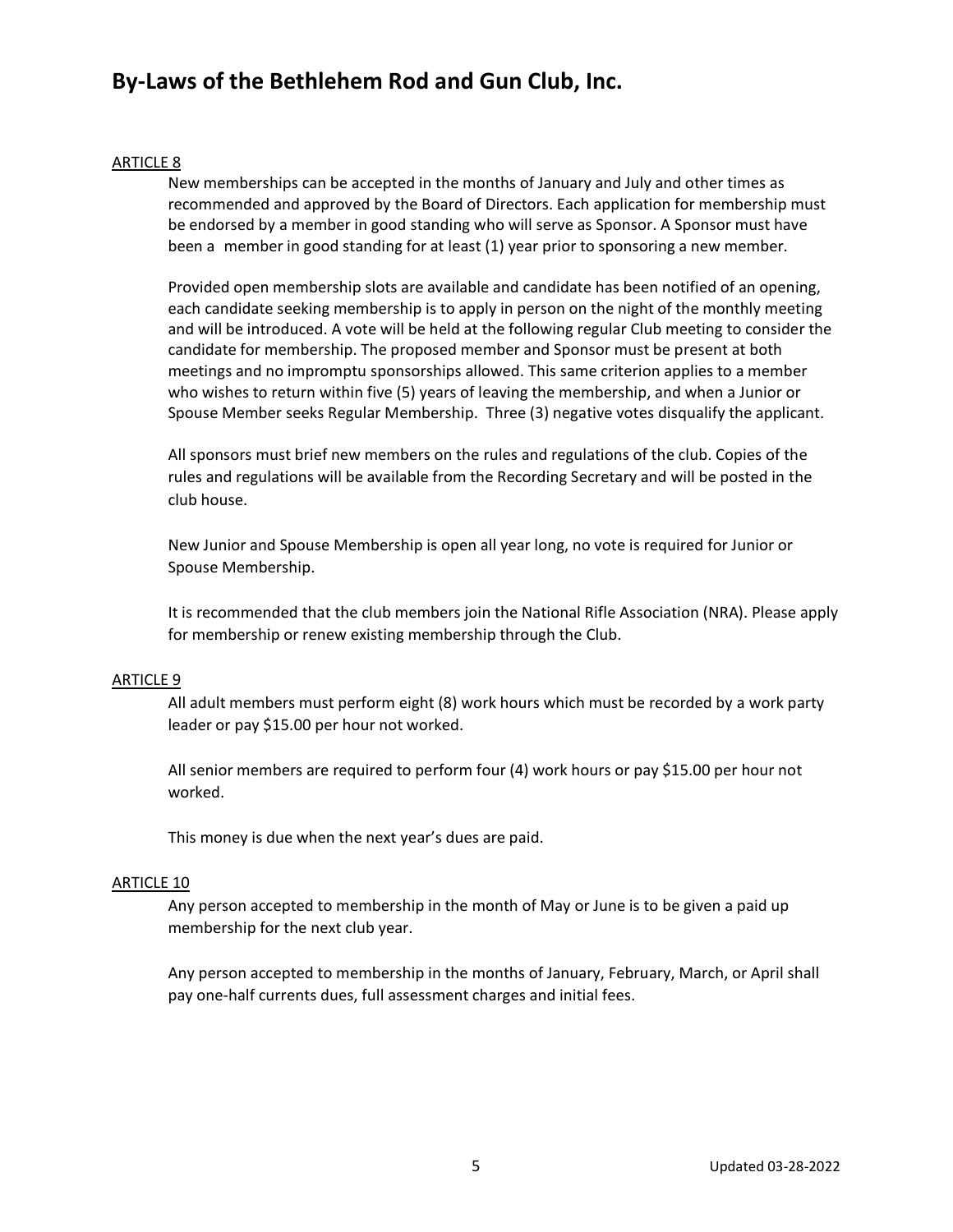## ARTICLE 8

New memberships can be accepted in the months of January and July and other times as recommended and approved by the Board of Directors. Each application for membership must be endorsed by a member in good standing who will serve as Sponsor. A Sponsor must have been a member in good standing for at least (1) year prior to sponsoring a new member.

Provided open membership slots are available and candidate has been notified of an opening, each candidate seeking membership is to apply in person on the night of the monthly meeting and will be introduced. A vote will be held at the following regular Club meeting to consider the candidate for membership. The proposed member and Sponsor must be present at both meetings and no impromptu sponsorships allowed. This same criterion applies to a member who wishes to return within five (5) years of leaving the membership, and when a Junior or Spouse Member seeks Regular Membership. Three (3) negative votes disqualify the applicant.

All sponsors must brief new members on the rules and regulations of the club. Copies of the rules and regulations will be available from the Recording Secretary and will be posted in the club house.

New Junior and Spouse Membership is open all year long, no vote is required for Junior or Spouse Membership.

It is recommended that the club members join the National Rifle Association (NRA). Please apply for membership or renew existing membership through the Club.

## ARTICLE 9

All adult members must perform eight (8) work hours which must be recorded by a work party leader or pay $15.00 per hour not worked.

All senior members are required to perform four (4) work hours or pay $15.00 per hour not worked.

This money is due when the next year's dues are paid.

## ARTICLE 10

Any person accepted to membership in the month of May or June is to be given a paid up membership for the next club year.

Any person accepted to membership in the months of January, February, March, or April shall pay one-half currents dues, full assessment charges and initial fees.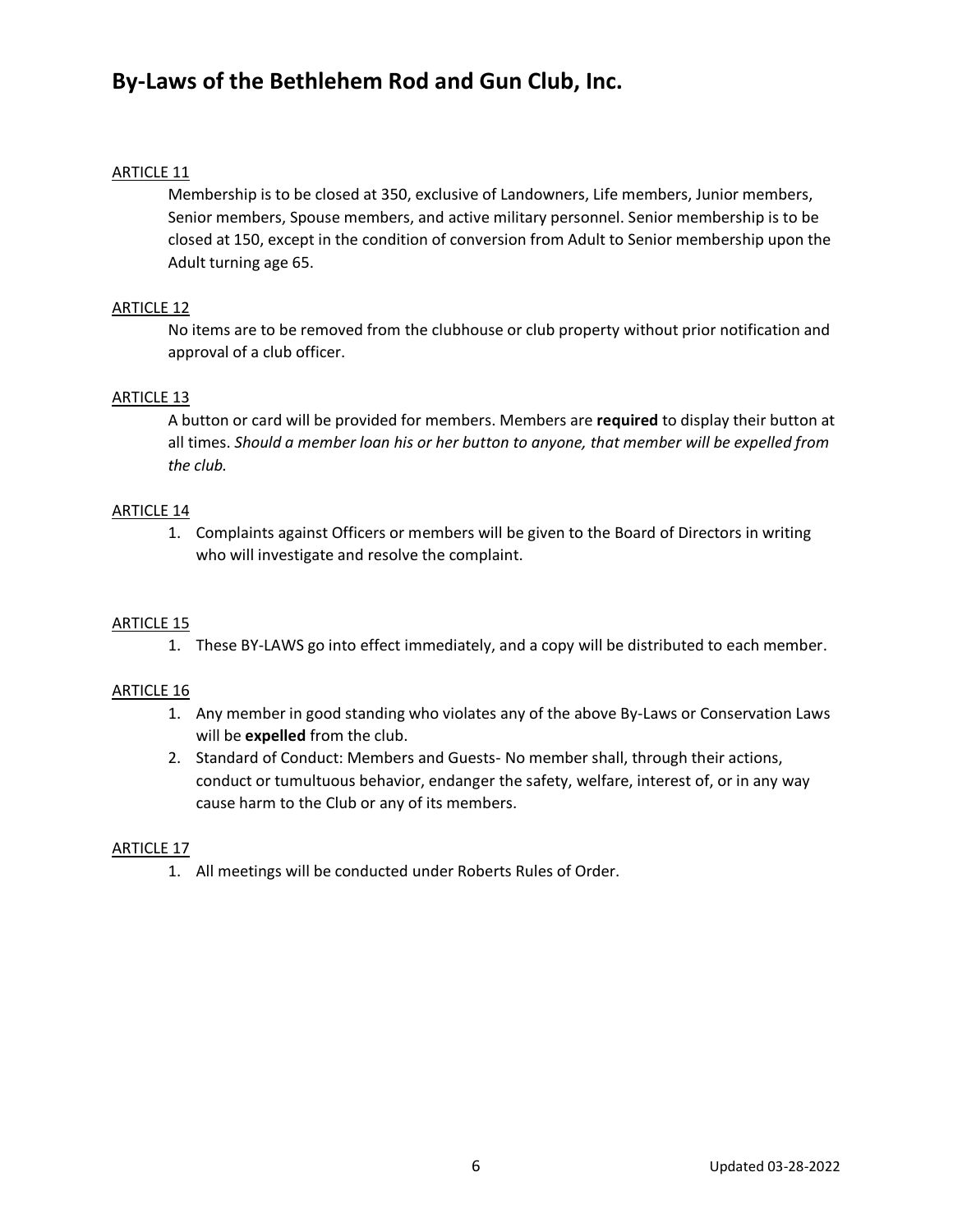## ARTICLE 11

Membership is to be closed at 350, exclusive of Landowners, Life members, Junior members, Senior members, Spouse members, and active military personnel. Senior membership is to be closed at 150, except in the condition of conversion from Adult to Senior membership upon the Adult turning age 65.

## ARTICLE 12

No items are to be removed from the clubhouse or club property without prior notification and approval of a club officer.

## ARTICLE 13

A button or card will be provided for members. Members are **required** to display their button at all times. *Should a member loan his or her button to anyone, that member will be expelled from the club.*

## ARTICLE 14

1. Complaints against Officers or members will be given to the Board of Directors in writing who will investigate and resolve the complaint.

## ARTICLE 15

1. These BY-LAWS go into effect immediately, and a copy will be distributed to each member.

## ARTICLE 16

1. Any member in good standing who violates any of the above By-Laws or Conservation Laws will be **expelled** from the club.
2. Standard of Conduct: Members and Guests- No member shall, through their actions, conduct or tumultuous behavior, endanger the safety, welfare, interest of, or in any way cause harm to the Club or any of its members.

## ARTICLE 17

1. All meetings will be conducted under Roberts Rules of Order.